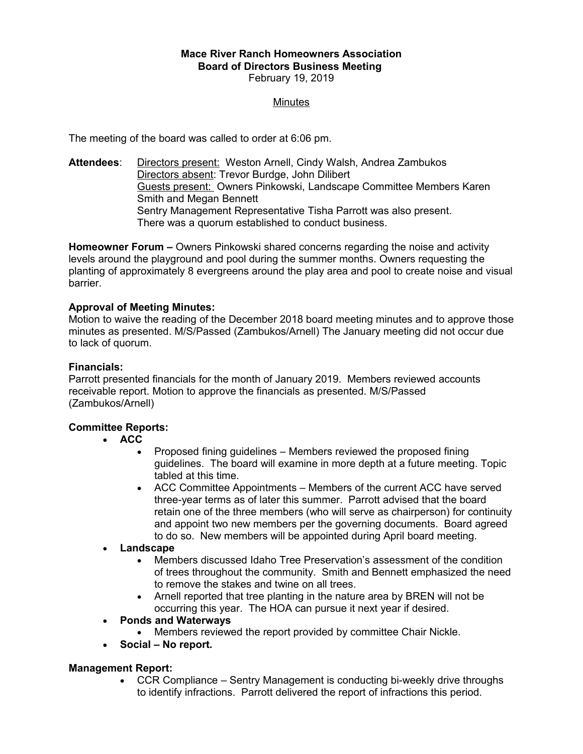**Mace River Ranch Homeowners Association**
**Board of Directors Business Meeting**
February 19, 2019

Minutes

The meeting of the board was called to order at 6:06 pm.

**Attendees**: Directors present: Weston Arnell, Cindy Walsh, Andrea Zambukos
Directors absent: Trevor Burdge, John Dilibert
Guests present: Owners Pinkowski, Landscape Committee Members Karen Smith and Megan Bennett
Sentry Management Representative Tisha Parrott was also present.
There was a quorum established to conduct business.

**Homeowner Forum –** Owners Pinkowski shared concerns regarding the noise and activity levels around the playground and pool during the summer months. Owners requesting the planting of approximately 8 evergreens around the play area and pool to create noise and visual barrier.

**Approval of Meeting Minutes:**
Motion to waive the reading of the December 2018 board meeting minutes and to approve those minutes as presented. M/S/Passed (Zambukos/Arnell) The January meeting did not occur due to lack of quorum.

**Financials:**
Parrott presented financials for the month of January 2019. Members reviewed accounts receivable report. Motion to approve the financials as presented. M/S/Passed (Zambukos/Arnell)

**Committee Reports:**

- **ACC**
    - Proposed fining guidelines – Members reviewed the proposed fining guidelines. The board will examine in more depth at a future meeting. Topic tabled at this time.
    - ACC Committee Appointments – Members of the current ACC have served three-year terms as of later this summer. Parrott advised that the board retain one of the three members (who will serve as chairperson) for continuity and appoint two new members per the governing documents. Board agreed to do so. New members will be appointed during April board meeting.
- **Landscape**
    - Members discussed Idaho Tree Preservation's assessment of the condition of trees throughout the community. Smith and Bennett emphasized the need to remove the stakes and twine on all trees.
    - Arnell reported that tree planting in the nature area by BREN will not be occurring this year. The HOA can pursue it next year if desired.
- **Ponds and Waterways**
    - Members reviewed the report provided by committee Chair Nickle.
- **Social – No report.**

**Management Report:**

- CCR Compliance – Sentry Management is conducting bi-weekly drive throughs to identify infractions. Parrott delivered the report of infractions this period.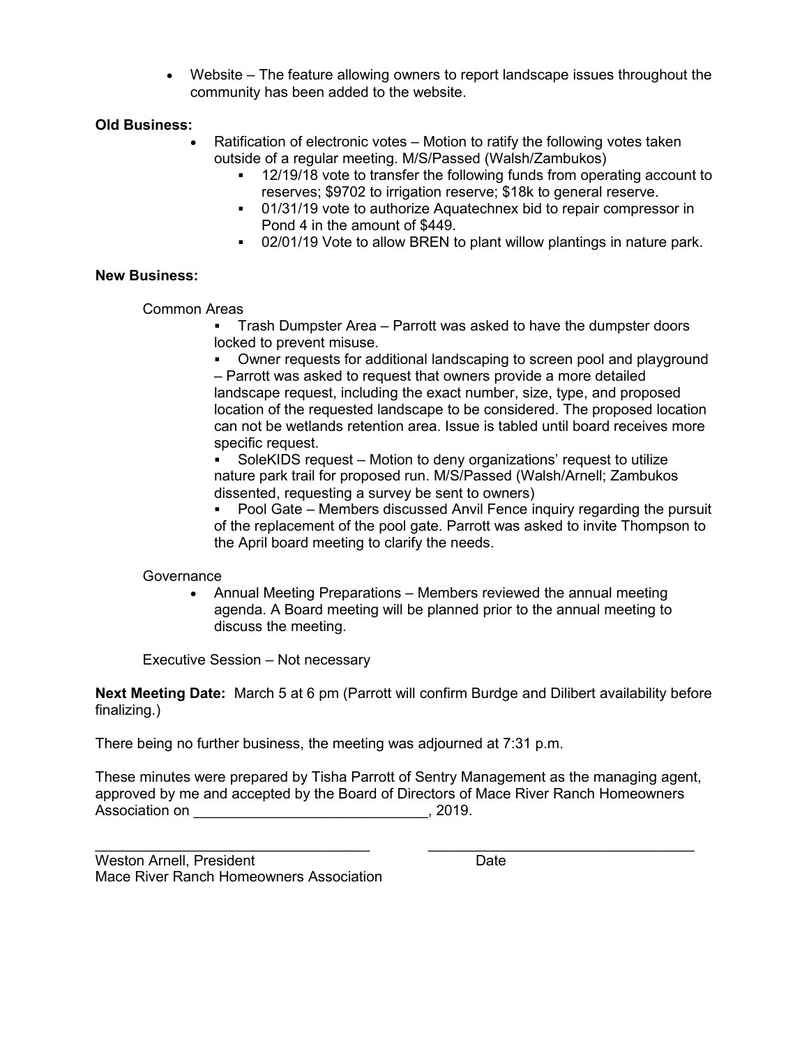- Website – The feature allowing owners to report landscape issues throughout the community has been added to the website.

**Old Business:**

- Ratification of electronic votes – Motion to ratify the following votes taken outside of a regular meeting. M/S/Passed (Walsh/Zambukos)
  - 12/19/18 vote to transfer the following funds from operating account to reserves; $9702 to irrigation reserve; $18k to general reserve.
  - 01/31/19 vote to authorize Aquatechnex bid to repair compressor in Pond 4 in the amount of $449.
  - 02/01/19 Vote to allow BREN to plant willow plantings in nature park.

**New Business:**

Common Areas

- Trash Dumpster Area – Parrott was asked to have the dumpster doors locked to prevent misuse.
- Owner requests for additional landscaping to screen pool and playground – Parrott was asked to request that owners provide a more detailed landscape request, including the exact number, size, type, and proposed location of the requested landscape to be considered. The proposed location can not be wetlands retention area. Issue is tabled until board receives more specific request.
- SoleKIDS request – Motion to deny organizations' request to utilize nature park trail for proposed run. M/S/Passed (Walsh/Arnell; Zambukos dissented, requesting a survey be sent to owners)
- Pool Gate – Members discussed Anvil Fence inquiry regarding the pursuit of the replacement of the pool gate. Parrott was asked to invite Thompson to the April board meeting to clarify the needs.

Governance

- Annual Meeting Preparations – Members reviewed the annual meeting agenda. A Board meeting will be planned prior to the annual meeting to discuss the meeting.

Executive Session – Not necessary

**Next Meeting Date:** March 5 at 6 pm (Parrott will confirm Burdge and Dilibert availability before finalizing.)

There being no further business, the meeting was adjourned at 7:31 p.m.

These minutes were prepared by Tisha Parrott of Sentry Management as the managing agent, approved by me and accepted by the Board of Directors of Mace River Ranch Homeowners Association on _____________________________, 2019.

___________________________________ ___________________________________

Weston Arnell, President Date

Mace River Ranch Homeowners Association